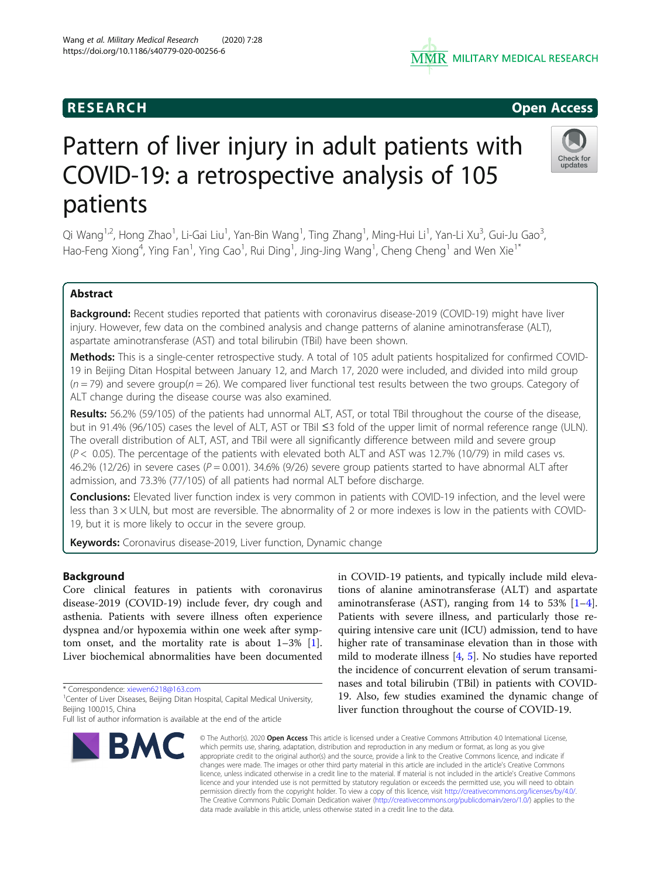RESEARCH **Open Access**

# Pattern of liver injury in adult patients with COVID-19: a retrospective analysis of 105 patients

Qi Wang[1,2], Hong Zhao[1], Li-Gai Liu[1], Yan-Bin Wang[1], Ting Zhang[1], Ming-Hui Li[1], Yan-Li Xu[3], Gui-Ju Gao[3], Hao-Feng Xiong[4], Ying Fan[1], Ying Cao[1], Rui Ding[1], Jing-Jing Wang[1], Cheng Cheng[1] and Wen Xie[1*]

## Abstract

**Background:** Recent studies reported that patients with coronavirus disease-2019 (COVID-19) might have liver injury. However, few data on the combined analysis and change patterns of alanine aminotransferase (ALT), aspartate aminotransferase (AST) and total bilirubin (TBil) have been shown.

**Methods:** This is a single-center retrospective study. A total of 105 adult patients hospitalized for confirmed COVID-19 in Beijing Ditan Hospital between January 12, and March 17, 2020 were included, and divided into mild group ($n = 79$) and severe group($n = 26$). We compared liver functional test results between the two groups. Category of ALT change during the disease course was also examined.

**Results:** 56.2% (59/105) of the patients had unnormal ALT, AST, or total TBil throughout the course of the disease, but in 91.4% (96/105) cases the level of ALT, AST or TBil ≤3 fold of the upper limit of normal reference range (ULN). The overall distribution of ALT, AST, and TBil were all significantly difference between mild and severe group ($P < 0.05$). The percentage of the patients with elevated both ALT and AST was 12.7% (10/79) in mild cases vs. 46.2% (12/26) in severe cases ($P = 0.001$). 34.6% (9/26) severe group patients started to have abnormal ALT after admission, and 73.3% (77/105) of all patients had normal ALT before discharge.

**Conclusions:** Elevated liver function index is very common in patients with COVID-19 infection, and the level were less than 3 × ULN, but most are reversible. The abnormality of 2 or more indexes is low in the patients with COVID-19, but it is more likely to occur in the severe group.

**Keywords:** Coronavirus disease-2019, Liver function, Dynamic change

## Background

Core clinical features in patients with coronavirus disease-2019 (COVID-19) include fever, dry cough and asthenia. Patients with severe illness often experience dyspnea and/or hypoxemia within one week after symptom onset, and the mortality rate is about 1–3% [1]. Liver biochemical abnormalities have been documented in COVID-19 patients, and typically include mild elevations of alanine aminotransferase (ALT) and aspartate aminotransferase (AST), ranging from 14 to 53% [1–4]. Patients with severe illness, and particularly those requiring intensive care unit (ICU) admission, tend to have higher rate of transaminase elevation than in those with mild to moderate illness [4, 5]. No studies have reported the incidence of concurrent elevation of serum transaminases and total bilirubin (TBil) in patients with COVID-19. Also, few studies examined the dynamic change of liver function throughout the course of COVID-19.

\* Correspondence: xiewen6218@163.com
[1]Center of Liver Diseases, Beijing Ditan Hospital, Capital Medical University, Beijing 100,015, China
Full list of author information is available at the end of the article

© The Author(s). 2020 **Open Access** This article is licensed under a Creative Commons Attribution 4.0 International License, which permits use, sharing, adaptation, distribution and reproduction in any medium or format, as long as you give appropriate credit to the original author(s) and the source, provide a link to the Creative Commons licence, and indicate if changes were made. The images or other third party material in this article are included in the article's Creative Commons licence, unless indicated otherwise in a credit line to the material. If material is not included in the article's Creative Commons licence and your intended use is not permitted by statutory regulation or exceeds the permitted use, you will need to obtain permission directly from the copyright holder. To view a copy of this licence, visit http://creativecommons.org/licenses/by/4.0/. The Creative Commons Public Domain Dedication waiver (http://creativecommons.org/publicdomain/zero/1.0/) applies to the data made available in this article, unless otherwise stated in a credit line to the data.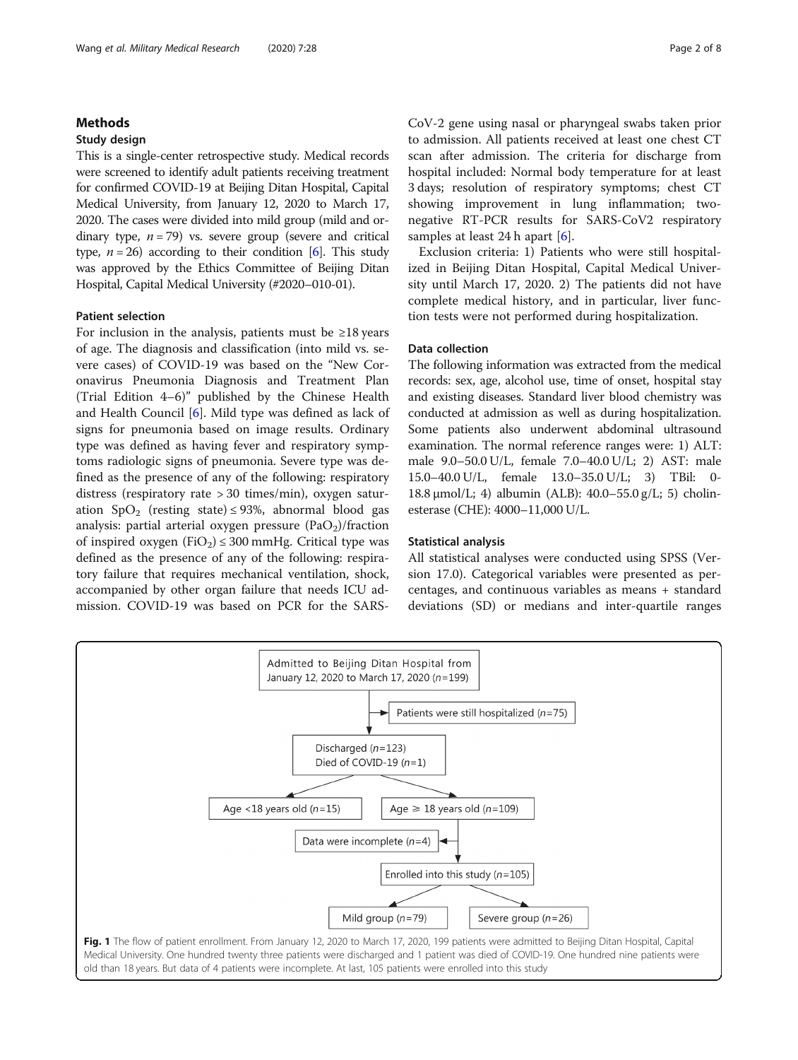## Methods

### Study design

This is a single-center retrospective study. Medical records were screened to identify adult patients receiving treatment for confirmed COVID-19 at Beijing Ditan Hospital, Capital Medical University, from January 12, 2020 to March 17, 2020. The cases were divided into mild group (mild and ordinary type, $n = 79$) vs. severe group (severe and critical type, $n = 26$) according to their condition [6]. This study was approved by the Ethics Committee of Beijing Ditan Hospital, Capital Medical University (#2020–010-01).

### Patient selection

For inclusion in the analysis, patients must be ≥18 years of age. The diagnosis and classification (into mild vs. severe cases) of COVID-19 was based on the "New Coronavirus Pneumonia Diagnosis and Treatment Plan (Trial Edition 4–6)" published by the Chinese Health and Health Council [6]. Mild type was defined as lack of signs for pneumonia based on image results. Ordinary type was defined as having fever and respiratory symptoms radiologic signs of pneumonia. Severe type was defined as the presence of any of the following: respiratory distress (respiratory rate > 30 times/min), oxygen saturation $SpO_2$ (resting state) ≤ 93%, abnormal blood gas analysis: partial arterial oxygen pressure ($PaO_2$)/fraction of inspired oxygen ($FiO_2$) ≤ 300 mmHg. Critical type was defined as the presence of any of the following: respiratory failure that requires mechanical ventilation, shock, accompanied by other organ failure that needs ICU admission. COVID-19 was based on PCR for the SARS-CoV-2 gene using nasal or pharyngeal swabs taken prior to admission. All patients received at least one chest CT scan after admission. The criteria for discharge from hospital included: Normal body temperature for at least 3 days; resolution of respiratory symptoms; chest CT showing improvement in lung inflammation; two-negative RT-PCR results for SARS-CoV2 respiratory samples at least 24 h apart [6].

Exclusion criteria: 1) Patients who were still hospitalized in Beijing Ditan Hospital, Capital Medical University until March 17, 2020. 2) The patients did not have complete medical history, and in particular, liver function tests were not performed during hospitalization.

### Data collection

The following information was extracted from the medical records: sex, age, alcohol use, time of onset, hospital stay and existing diseases. Standard liver blood chemistry was conducted at admission as well as during hospitalization. Some patients also underwent abdominal ultrasound examination. The normal reference ranges were: 1) ALT: male 9.0–50.0 U/L, female 7.0–40.0 U/L; 2) AST: male 15.0–40.0 U/L, female 13.0–35.0 U/L; 3) TBil: 0-18.8 μmol/L; 4) albumin (ALB): 40.0–55.0 g/L; 5) cholinesterase (CHE): 4000–11,000 U/L.

### Statistical analysis

All statistical analyses were conducted using SPSS (Version 17.0). Categorical variables were presented as percentages, and continuous variables as means + standard deviations (SD) or medians and inter-quartile ranges

Admitted to Beijing Ditan Hospital from January 12, 2020 to March 17, 2020 ($n$=199)
→ Patients were still hospitalized ($n$=75)
Discharged ($n$=123); Died of COVID-19 ($n$=1)
→ Age <18 years old ($n$=15) | Age ≥ 18 years old ($n$=109)
→ Data were incomplete ($n$=4)
Enrolled into this study ($n$=105)
→ Mild group ($n$=79) | Severe group ($n$=26)

**Fig. 1** The flow of patient enrollment. From January 12, 2020 to March 17, 2020, 199 patients were admitted to Beijing Ditan Hospital, Capital Medical University. One hundred twenty three patients were discharged and 1 patient was died of COVID-19. One hundred nine patients were old than 18 years. But data of 4 patients were incomplete. At last, 105 patients were enrolled into this study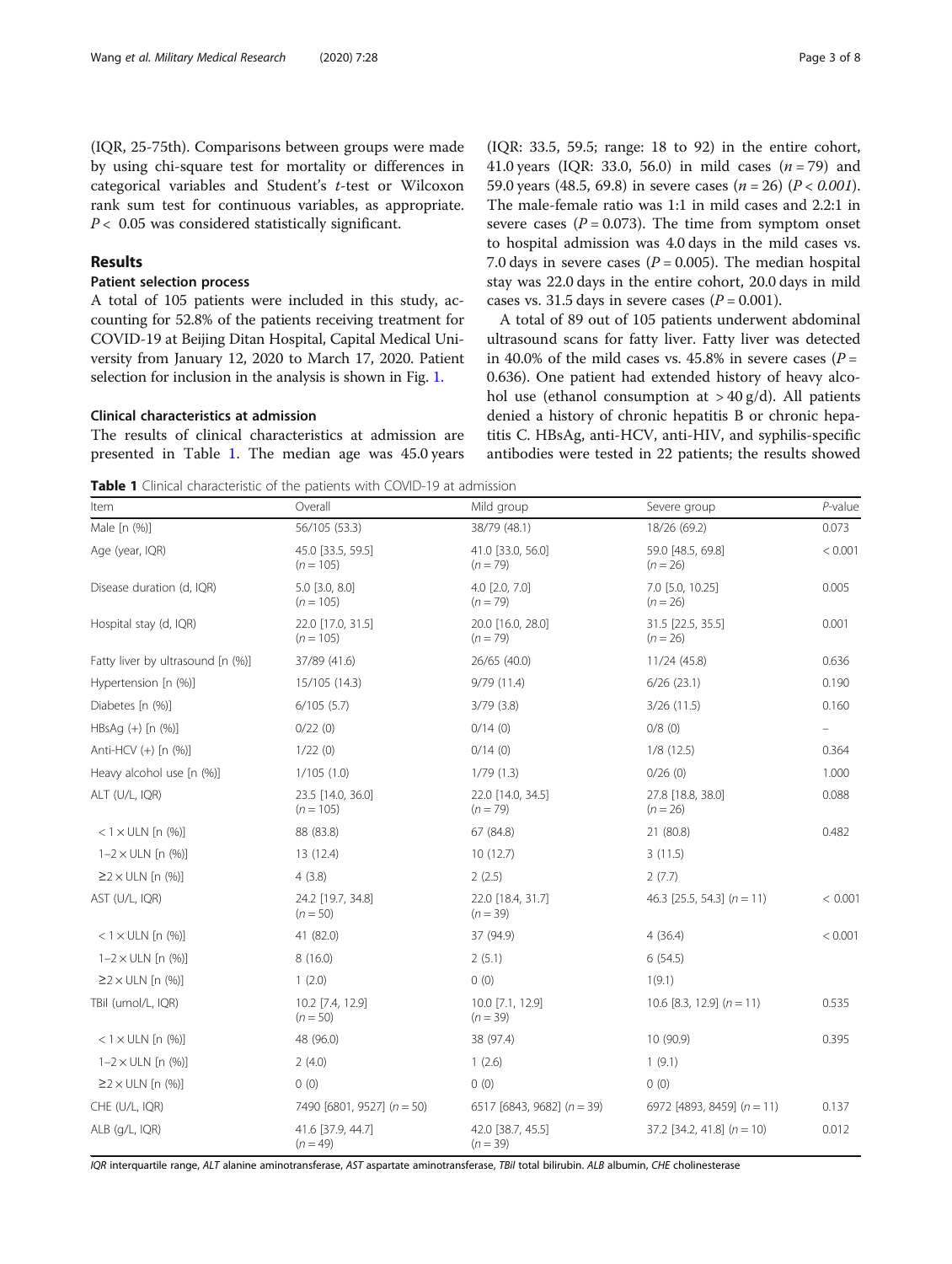(IQR, 25-75th). Comparisons between groups were made by using chi-square test for mortality or differences in categorical variables and Student's *t*-test or Wilcoxon rank sum test for continuous variables, as appropriate. $P < 0.05$ was considered statistically significant.

## Results

### Patient selection process

A total of 105 patients were included in this study, accounting for 52.8% of the patients receiving treatment for COVID-19 at Beijing Ditan Hospital, Capital Medical University from January 12, 2020 to March 17, 2020. Patient selection for inclusion in the analysis is shown in Fig. 1.

### Clinical characteristics at admission

The results of clinical characteristics at admission are presented in Table 1. The median age was 45.0 years (IQR: 33.5, 59.5; range: 18 to 92) in the entire cohort, 41.0 years (IQR: 33.0, 56.0) in mild cases ($n = 79$) and 59.0 years (48.5, 69.8) in severe cases ($n = 26$) (*P* < *0.001*). The male-female ratio was 1:1 in mild cases and 2.2:1 in severe cases ($P = 0.073$). The time from symptom onset to hospital admission was 4.0 days in the mild cases vs. 7.0 days in severe cases ($P = 0.005$). The median hospital stay was 22.0 days in the entire cohort, 20.0 days in mild cases vs. 31.5 days in severe cases ($P = 0.001$).

A total of 89 out of 105 patients underwent abdominal ultrasound scans for fatty liver. Fatty liver was detected in 40.0% of the mild cases vs. 45.8% in severe cases ($P = 0.636$). One patient had extended history of heavy alcohol use (ethanol consumption at > 40 g/d). All patients denied a history of chronic hepatitis B or chronic hepatitis C. HBsAg, anti-HCV, anti-HIV, and syphilis-specific antibodies were tested in 22 patients; the results showed

**Table 1** Clinical characteristic of the patients with COVID-19 at admission

| Item | Overall | Mild group | Severe group | *P*-value |
|---|---|---|---|---|
| Male [n (%)] | 56/105 (53.3) | 38/79 (48.1) | 18/26 (69.2) | 0.073 |
| Age (year, IQR) | 45.0 [33.5, 59.5] ($n = 105$) | 41.0 [33.0, 56.0] ($n = 79$) | 59.0 [48.5, 69.8] ($n = 26$) | < 0.001 |
| Disease duration (d, IQR) | 5.0 [3.0, 8.0] ($n = 105$) | 4.0 [2.0, 7.0] ($n = 79$) | 7.0 [5.0, 10.25] ($n = 26$) | 0.005 |
| Hospital stay (d, IQR) | 22.0 [17.0, 31.5] ($n = 105$) | 20.0 [16.0, 28.0] ($n = 79$) | 31.5 [22.5, 35.5] ($n = 26$) | 0.001 |
| Fatty liver by ultrasound [n (%)] | 37/89 (41.6) | 26/65 (40.0) | 11/24 (45.8) | 0.636 |
| Hypertension [n (%)] | 15/105 (14.3) | 9/79 (11.4) | 6/26 (23.1) | 0.190 |
| Diabetes [n (%)] | 6/105 (5.7) | 3/79 (3.8) | 3/26 (11.5) | 0.160 |
| HBsAg (+) [n (%)] | 0/22 (0) | 0/14 (0) | 0/8 (0) | – |
| Anti-HCV (+) [n (%)] | 1/22 (0) | 0/14 (0) | 1/8 (12.5) | 0.364 |
| Heavy alcohol use [n (%)] | 1/105 (1.0) | 1/79 (1.3) | 0/26 (0) | 1.000 |
| ALT (U/L, IQR) | 23.5 [14.0, 36.0] ($n = 105$) | 22.0 [14.0, 34.5] ($n = 79$) | 27.8 [18.8, 38.0] ($n = 26$) | 0.088 |
| $< 1 \times$ ULN [n (%)] | 88 (83.8) | 67 (84.8) | 21 (80.8) | 0.482 |
| 1–$2 \times$ ULN [n (%)] | 13 (12.4) | 10 (12.7) | 3 (11.5) | |
| $\geq 2 \times$ ULN [n (%)] | 4 (3.8) | 2 (2.5) | 2 (7.7) | |
| AST (U/L, IQR) | 24.2 [19.7, 34.8] ($n = 50$) | 22.0 [18.4, 31.7] ($n = 39$) | 46.3 [25.5, 54.3] ($n = 11$) | < 0.001 |
| $< 1 \times$ ULN [n (%)] | 41 (82.0) | 37 (94.9) | 4 (36.4) | < 0.001 |
| 1–$2 \times$ ULN [n (%)] | 8 (16.0) | 2 (5.1) | 6 (54.5) | |
| $\geq 2 \times$ ULN [n (%)] | 1 (2.0) | 0 (0) | 1(9.1) | |
| TBil (umol/L, IQR) | 10.2 [7.4, 12.9] ($n = 50$) | 10.0 [7.1, 12.9] ($n = 39$) | 10.6 [8.3, 12.9] ($n = 11$) | 0.535 |
| $< 1 \times$ ULN [n (%)] | 48 (96.0) | 38 (97.4) | 10 (90.9) | 0.395 |
| 1–$2 \times$ ULN [n (%)] | 2 (4.0) | 1 (2.6) | 1 (9.1) | |
| $\geq 2 \times$ ULN [n (%)] | 0 (0) | 0 (0) | 0 (0) | |
| CHE (U/L, IQR) | 7490 [6801, 9527] ($n = 50$) | 6517 [6843, 9682] ($n = 39$) | 6972 [4893, 8459] ($n = 11$) | 0.137 |
| ALB (g/L, IQR) | 41.6 [37.9, 44.7] ($n = 49$) | 42.0 [38.7, 45.5] ($n = 39$) | 37.2 [34.2, 41.8] ($n = 10$) | 0.012 |

*IQR* interquartile range, *ALT* alanine aminotransferase, *AST* aspartate aminotransferase, *TBil* total bilirubin. *ALB* albumin, *CHE* cholinesterase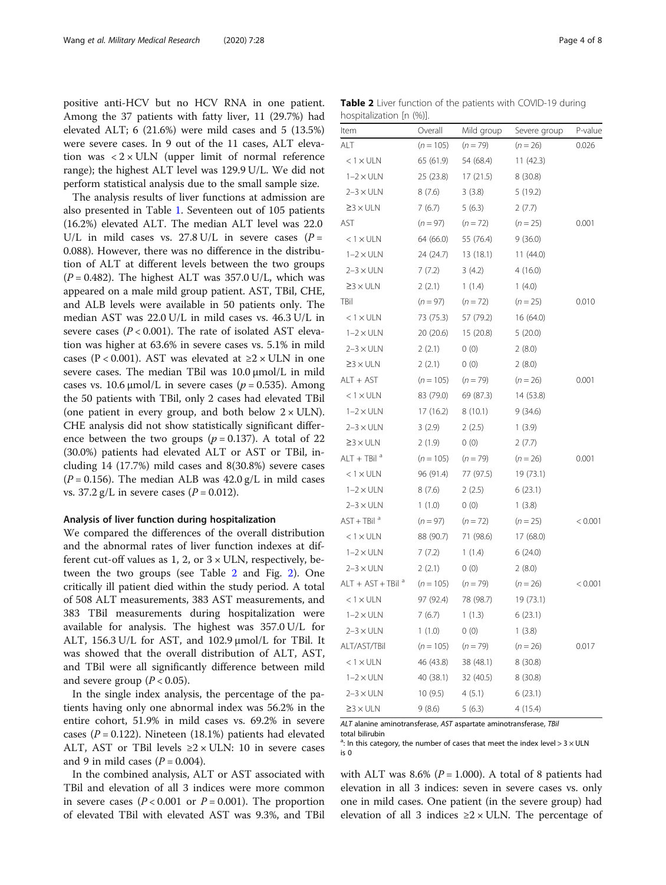positive anti-HCV but no HCV RNA in one patient. Among the 37 patients with fatty liver, 11 (29.7%) had elevated ALT; 6 (21.6%) were mild cases and 5 (13.5%) were severe cases. In 9 out of the 11 cases, ALT elevation was $< 2 \times$ ULN (upper limit of normal reference range); the highest ALT level was 129.9 U/L. We did not perform statistical analysis due to the small sample size.

The analysis results of liver functions at admission are also presented in Table 1. Seventeen out of 105 patients (16.2%) elevated ALT. The median ALT level was 22.0 U/L in mild cases vs. 27.8 U/L in severe cases ($P = 0.088$). However, there was no difference in the distribution of ALT at different levels between the two groups ($P = 0.482$). The highest ALT was 357.0 U/L, which was appeared on a male mild group patient. AST, TBil, CHE, and ALB levels were available in 50 patients only. The median AST was 22.0 U/L in mild cases vs. 46.3 U/L in severe cases ($P < 0.001$). The rate of isolated AST elevation was higher at 63.6% in severe cases vs. 5.1% in mild cases ($P < 0.001$). AST was elevated at $\geq 2 \times$ ULN in one severe cases. The median TBil was 10.0 μmol/L in mild cases vs. 10.6 μmol/L in severe cases ($p = 0.535$). Among the 50 patients with TBil, only 2 cases had elevated TBil (one patient in every group, and both below $2 \times$ ULN). CHE analysis did not show statistically significant difference between the two groups ($p = 0.137$). A total of 22 (30.0%) patients had elevated ALT or AST or TBil, including 14 (17.7%) mild cases and 8(30.8%) severe cases ($P = 0.156$). The median ALB was 42.0 g/L in mild cases vs. 37.2 g/L in severe cases ($P = 0.012$).

### Analysis of liver function during hospitalization

We compared the differences of the overall distribution and the abnormal rates of liver function indexes at different cut-off values as 1, 2, or $3 \times$ ULN, respectively, between the two groups (see Table 2 and Fig. 2). One critically ill patient died within the study period. A total of 508 ALT measurements, 383 AST measurements, and 383 TBil measurements during hospitalization were available for analysis. The highest was 357.0 U/L for ALT, 156.3 U/L for AST, and 102.9 μmol/L for TBil. It was showed that the overall distribution of ALT, AST, and TBil were all significantly difference between mild and severe group ($P < 0.05$).

In the single index analysis, the percentage of the patients having only one abnormal index was 56.2% in the entire cohort, 51.9% in mild cases vs. 69.2% in severe cases ($P = 0.122$). Nineteen (18.1%) patients had elevated ALT, AST or TBil levels $\geq 2 \times$ ULN: 10 in severe cases and 9 in mild cases ($P = 0.004$).

In the combined analysis, ALT or AST associated with TBil and elevation of all 3 indices were more common in severe cases ($P < 0.001$ or $P = 0.001$). The proportion of elevated TBil with elevated AST was 9.3%, and TBil with ALT was 8.6% ($P = 1.000$). A total of 8 patients had elevation in all 3 indices: seven in severe cases vs. only one in mild cases. One patient (in the severe group) had elevation of all 3 indices $\geq 2 \times$ ULN. The percentage of

**Table 2** Liver function of the patients with COVID-19 during hospitalization [n (%)].

| Item | Overall | Mild group | Severe group | P-value |
|---|---|---|---|---|
| ALT | (n = 105) | (n = 79) | (n = 26) | 0.026 |
| < 1 × ULN | 65 (61.9) | 54 (68.4) | 11 (42.3) | |
| 1–2 × ULN | 25 (23.8) | 17 (21.5) | 8 (30.8) | |
| 2–3 × ULN | 8 (7.6) | 3 (3.8) | 5 (19.2) | |
| ≥3 × ULN | 7 (6.7) | 5 (6.3) | 2 (7.7) | |
| AST | (n = 97) | (n = 72) | (n = 25) | 0.001 |
| < 1 × ULN | 64 (66.0) | 55 (76.4) | 9 (36.0) | |
| 1–2 × ULN | 24 (24.7) | 13 (18.1) | 11 (44.0) | |
| 2–3 × ULN | 7 (7.2) | 3 (4.2) | 4 (16.0) | |
| ≥3 × ULN | 2 (2.1) | 1 (1.4) | 1 (4.0) | |
| TBil | (n = 97) | (n = 72) | (n = 25) | 0.010 |
| < 1 × ULN | 73 (75.3) | 57 (79.2) | 16 (64.0) | |
| 1–2 × ULN | 20 (20.6) | 15 (20.8) | 5 (20.0) | |
| 2–3 × ULN | 2 (2.1) | 0 (0) | 2 (8.0) | |
| ≥3 × ULN | 2 (2.1) | 0 (0) | 2 (8.0) | |
| ALT + AST | (n = 105) | (n = 79) | (n = 26) | 0.001 |
| < 1 × ULN | 83 (79.0) | 69 (87.3) | 14 (53.8) | |
| 1–2 × ULN | 17 (16.2) | 8 (10.1) | 9 (34.6) | |
| 2–3 × ULN | 3 (2.9) | 2 (2.5) | 1 (3.9) | |
| ≥3 × ULN | 2 (1.9) | 0 (0) | 2 (7.7) | |
| ALT + TBil [a] | (n = 105) | (n = 79) | (n = 26) | 0.001 |
| < 1 × ULN | 96 (91.4) | 77 (97.5) | 19 (73.1) | |
| 1–2 × ULN | 8 (7.6) | 2 (2.5) | 6 (23.1) | |
| 2–3 × ULN | 1 (1.0) | 0 (0) | 1 (3.8) | |
| AST + TBil [a] | (n = 97) | (n = 72) | (n = 25) | < 0.001 |
| < 1 × ULN | 88 (90.7) | 71 (98.6) | 17 (68.0) | |
| 1–2 × ULN | 7 (7.2) | 1 (1.4) | 6 (24.0) | |
| 2–3 × ULN | 2 (2.1) | 0 (0) | 2 (8.0) | |
| ALT + AST + TBil [a] | (n = 105) | (n = 79) | (n = 26) | < 0.001 |
| < 1 × ULN | 97 (92.4) | 78 (98.7) | 19 (73.1) | |
| 1–2 × ULN | 7 (6.7) | 1 (1.3) | 6 (23.1) | |
| 2–3 × ULN | 1 (1.0) | 0 (0) | 1 (3.8) | |
| ALT/AST/TBil | (n = 105) | (n = 79) | (n = 26) | 0.017 |
| < 1 × ULN | 46 (43.8) | 38 (48.1) | 8 (30.8) | |
| 1–2 × ULN | 40 (38.1) | 32 (40.5) | 8 (30.8) | |
| 2–3 × ULN | 10 (9.5) | 4 (5.1) | 6 (23.1) | |
| ≥3 × ULN | 9 (8.6) | 5 (6.3) | 4 (15.4) | |

*ALT* alanine aminotransferase, *AST* aspartate aminotransferase, *TBil* total bilirubin

[a]: In this category, the number of cases that meet the index level > 3 × ULN is 0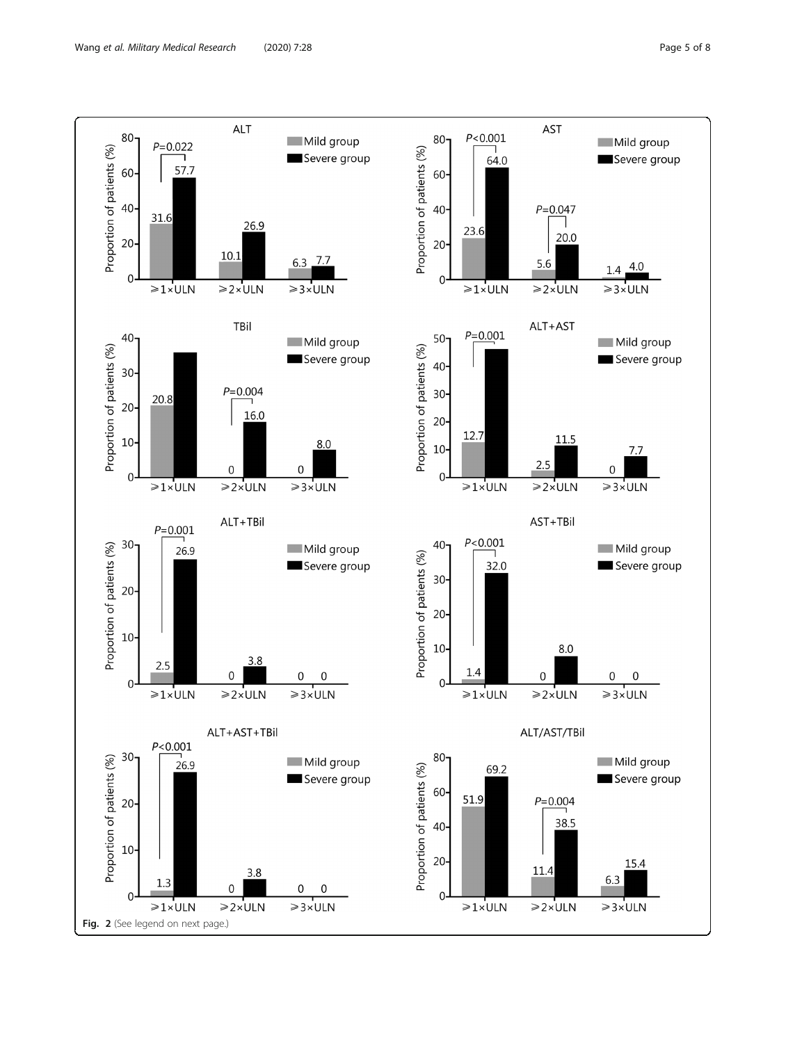**Fig. 2** (See legend on next page.)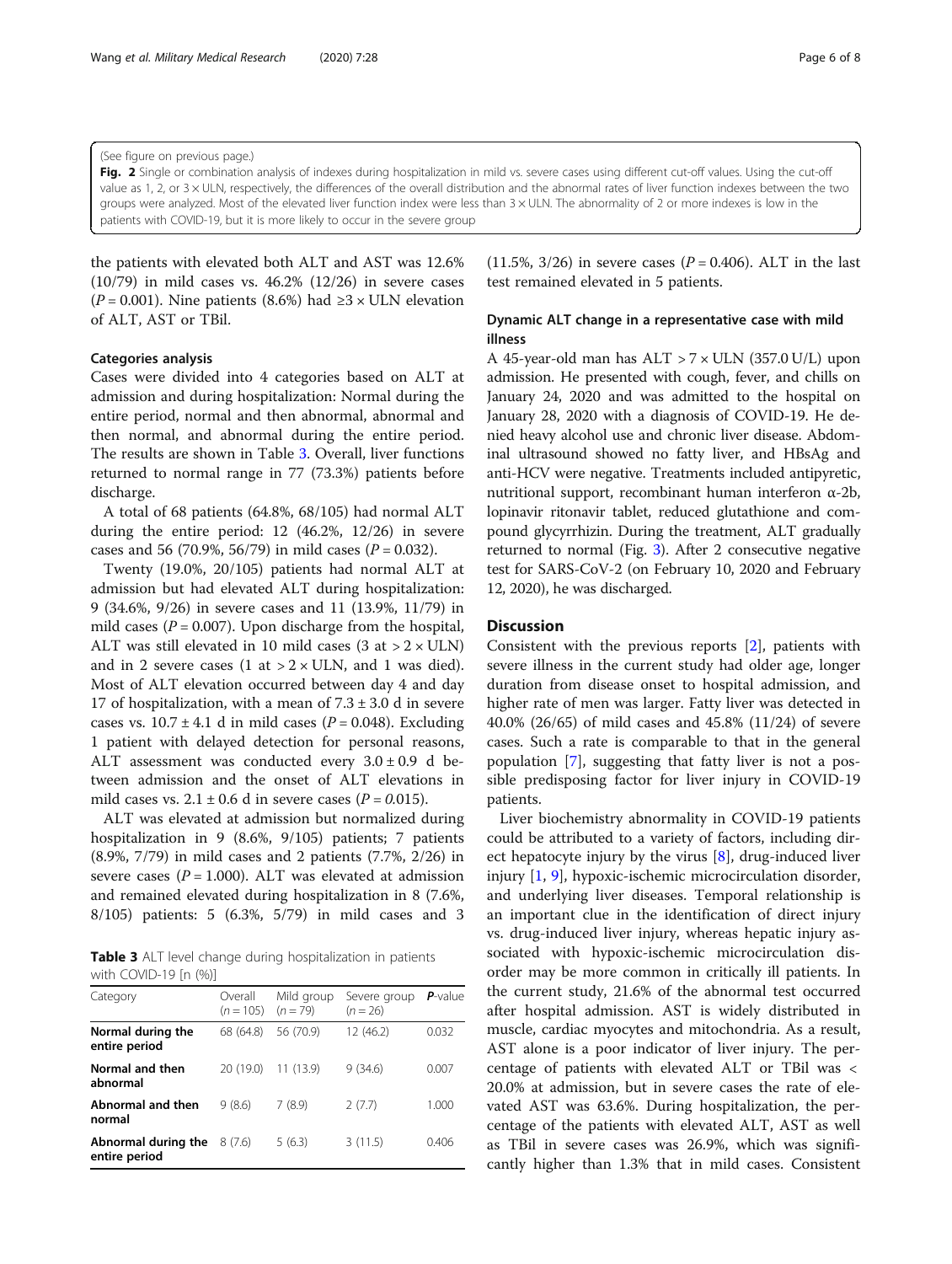(See figure on previous page.)

**Fig. 2** Single or combination analysis of indexes during hospitalization in mild vs. severe cases using different cut-off values. Using the cut-off value as 1, 2, or 3 × ULN, respectively, the differences of the overall distribution and the abnormal rates of liver function indexes between the two groups were analyzed. Most of the elevated liver function index were less than 3 × ULN. The abnormality of 2 or more indexes is low in the patients with COVID-19, but it is more likely to occur in the severe group

the patients with elevated both ALT and AST was 12.6% (10/79) in mild cases vs. 46.2% (12/26) in severe cases ($P = 0.001$). Nine patients (8.6%) had ≥3 × ULN elevation of ALT, AST or TBil.

### Categories analysis

Cases were divided into 4 categories based on ALT at admission and during hospitalization: Normal during the entire period, normal and then abnormal, abnormal and then normal, and abnormal during the entire period. The results are shown in Table 3. Overall, liver functions returned to normal range in 77 (73.3%) patients before discharge.

A total of 68 patients (64.8%, 68/105) had normal ALT during the entire period: 12 (46.2%, 12/26) in severe cases and 56 (70.9%, 56/79) in mild cases ($P = 0.032$).

Twenty (19.0%, 20/105) patients had normal ALT at admission but had elevated ALT during hospitalization: 9 (34.6%, 9/26) in severe cases and 11 (13.9%, 11/79) in mild cases ($P = 0.007$). Upon discharge from the hospital, ALT was still elevated in 10 mild cases (3 at > 2 × ULN) and in 2 severe cases (1 at > 2 × ULN, and 1 was died). Most of ALT elevation occurred between day 4 and day 17 of hospitalization, with a mean of 7.3 ± 3.0 d in severe cases vs. 10.7 ± 4.1 d in mild cases ($P = 0.048$). Excluding 1 patient with delayed detection for personal reasons, ALT assessment was conducted every 3.0 ± 0.9 d between admission and the onset of ALT elevations in mild cases vs. 2.1 ± 0.6 d in severe cases ($P = 0.015$).

ALT was elevated at admission but normalized during hospitalization in 9 (8.6%, 9/105) patients; 7 patients (8.9%, 7/79) in mild cases and 2 patients (7.7%, 2/26) in severe cases ($P = 1.000$). ALT was elevated at admission and remained elevated during hospitalization in 8 (7.6%, 8/105) patients: 5 (6.3%, 5/79) in mild cases and 3 (11.5%, 3/26) in severe cases ($P = 0.406$). ALT in the last test remained elevated in 5 patients.

**Table 3** ALT level change during hospitalization in patients with COVID-19 [n (%)]

| Category | Overall (n = 105) | Mild group (n = 79) | Severe group (n = 26) | *P*-value |
|---|---|---|---|---|
| **Normal during the entire period** | 68 (64.8) | 56 (70.9) | 12 (46.2) | 0.032 |
| **Normal and then abnormal** | 20 (19.0) | 11 (13.9) | 9 (34.6) | 0.007 |
| **Abnormal and then normal** | 9 (8.6) | 7 (8.9) | 2 (7.7) | 1.000 |
| **Abnormal during the entire period** | 8 (7.6) | 5 (6.3) | 3 (11.5) | 0.406 |

### Dynamic ALT change in a representative case with mild illness

A 45-year-old man has ALT > 7 × ULN (357.0 U/L) upon admission. He presented with cough, fever, and chills on January 24, 2020 and was admitted to the hospital on January 28, 2020 with a diagnosis of COVID-19. He denied heavy alcohol use and chronic liver disease. Abdominal ultrasound showed no fatty liver, and HBsAg and anti-HCV were negative. Treatments included antipyretic, nutritional support, recombinant human interferon α-2b, lopinavir ritonavir tablet, reduced glutathione and compound glycyrrhizin. During the treatment, ALT gradually returned to normal (Fig. 3). After 2 consecutive negative test for SARS-CoV-2 (on February 10, 2020 and February 12, 2020), he was discharged.

## Discussion

Consistent with the previous reports [2], patients with severe illness in the current study had older age, longer duration from disease onset to hospital admission, and higher rate of men was larger. Fatty liver was detected in 40.0% (26/65) of mild cases and 45.8% (11/24) of severe cases. Such a rate is comparable to that in the general population [7], suggesting that fatty liver is not a possible predisposing factor for liver injury in COVID-19 patients.

Liver biochemistry abnormality in COVID-19 patients could be attributed to a variety of factors, including direct hepatocyte injury by the virus [8], drug-induced liver injury [1, 9], hypoxic-ischemic microcirculation disorder, and underlying liver diseases. Temporal relationship is an important clue in the identification of direct injury vs. drug-induced liver injury, whereas hepatic injury associated with hypoxic-ischemic microcirculation disorder may be more common in critically ill patients. In the current study, 21.6% of the abnormal test occurred after hospital admission. AST is widely distributed in muscle, cardiac myocytes and mitochondria. As a result, AST alone is a poor indicator of liver injury. The percentage of patients with elevated ALT or TBil was < 20.0% at admission, but in severe cases the rate of elevated AST was 63.6%. During hospitalization, the percentage of the patients with elevated ALT, AST as well as TBil in severe cases was 26.9%, which was significantly higher than 1.3% that in mild cases. Consistent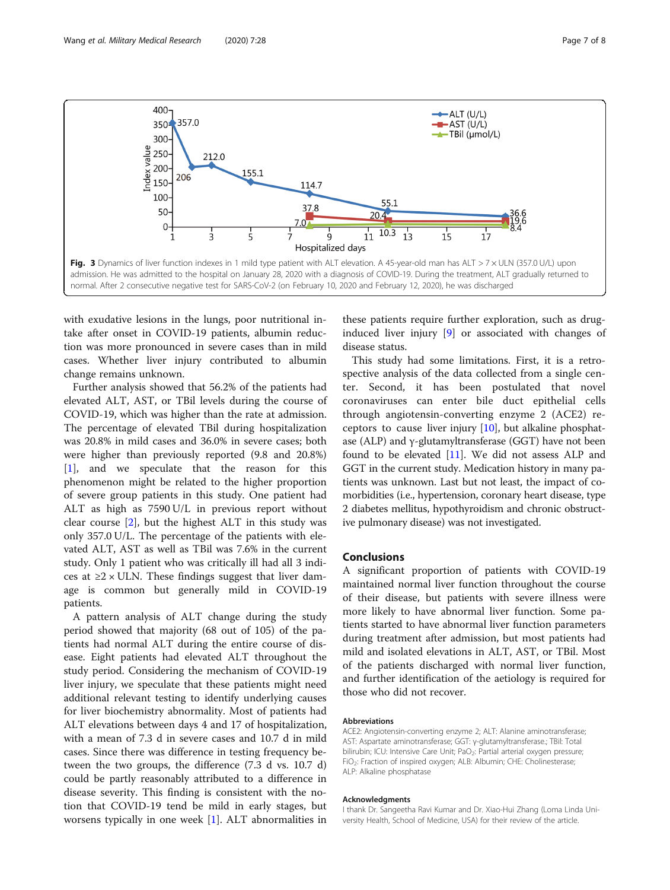Fig. 3 Dynamics of liver function indexes in 1 mild type patient with ALT elevation. A 45-year-old man has ALT > 7 × ULN (357.0 U/L) upon admission. He was admitted to the hospital on January 28, 2020 with a diagnosis of COVID-19. During the treatment, ALT gradually returned to normal. After 2 consecutive negative test for SARS-CoV-2 (on February 10, 2020 and February 12, 2020), he was discharged

with exudative lesions in the lungs, poor nutritional intake after onset in COVID-19 patients, albumin reduction was more pronounced in severe cases than in mild cases. Whether liver injury contributed to albumin change remains unknown.

Further analysis showed that 56.2% of the patients had elevated ALT, AST, or TBil levels during the course of COVID-19, which was higher than the rate at admission. The percentage of elevated TBil during hospitalization was 20.8% in mild cases and 36.0% in severe cases; both were higher than previously reported (9.8 and 20.8%) [1], and we speculate that the reason for this phenomenon might be related to the higher proportion of severe group patients in this study. One patient had ALT as high as 7590 U/L in previous report without clear course [2], but the highest ALT in this study was only 357.0 U/L. The percentage of the patients with elevated ALT, AST as well as TBil was 7.6% in the current study. Only 1 patient who was critically ill had all 3 indices at ≥2 × ULN. These findings suggest that liver damage is common but generally mild in COVID-19 patients.

A pattern analysis of ALT change during the study period showed that majority (68 out of 105) of the patients had normal ALT during the entire course of disease. Eight patients had elevated ALT throughout the study period. Considering the mechanism of COVID-19 liver injury, we speculate that these patients might need additional relevant testing to identify underlying causes for liver biochemistry abnormality. Most of patients had ALT elevations between days 4 and 17 of hospitalization, with a mean of 7.3 d in severe cases and 10.7 d in mild cases. Since there was difference in testing frequency between the two groups, the difference (7.3 d vs. 10.7 d) could be partly reasonably attributed to a difference in disease severity. This finding is consistent with the notion that COVID-19 tend be mild in early stages, but worsens typically in one week [1]. ALT abnormalities in these patients require further exploration, such as drug-induced liver injury [9] or associated with changes of disease status.

This study had some limitations. First, it is a retrospective analysis of the data collected from a single center. Second, it has been postulated that novel coronaviruses can enter bile duct epithelial cells through angiotensin-converting enzyme 2 (ACE2) receptors to cause liver injury [10], but alkaline phosphatase (ALP) and γ-glutamyltransferase (GGT) have not been found to be elevated [11]. We did not assess ALP and GGT in the current study. Medication history in many patients was unknown. Last but not least, the impact of comorbidities (i.e., hypertension, coronary heart disease, type 2 diabetes mellitus, hypothyroidism and chronic obstructive pulmonary disease) was not investigated.

## Conclusions

A significant proportion of patients with COVID-19 maintained normal liver function throughout the course of their disease, but patients with severe illness were more likely to have abnormal liver function. Some patients started to have abnormal liver function parameters during treatment after admission, but most patients had mild and isolated elevations in ALT, AST, or TBil. Most of the patients discharged with normal liver function, and further identification of the aetiology is required for those who did not recover.

### Abbreviations

ACE2: Angiotensin-converting enzyme 2; ALT: Alanine aminotransferase; AST: Aspartate aminotransferase; GGT: γ-glutamyltransferase.; TBil: Total bilirubin; ICU: Intensive Care Unit; $PaO_2$: Partial arterial oxygen pressure; $FiO_2$: Fraction of inspired oxygen; ALB: Albumin; CHE: Cholinesterase; ALP: Alkaline phosphatase

### Acknowledgments

I thank Dr. Sangeetha Ravi Kumar and Dr. Xiao-Hui Zhang (Loma Linda University Health, School of Medicine, USA) for their review of the article.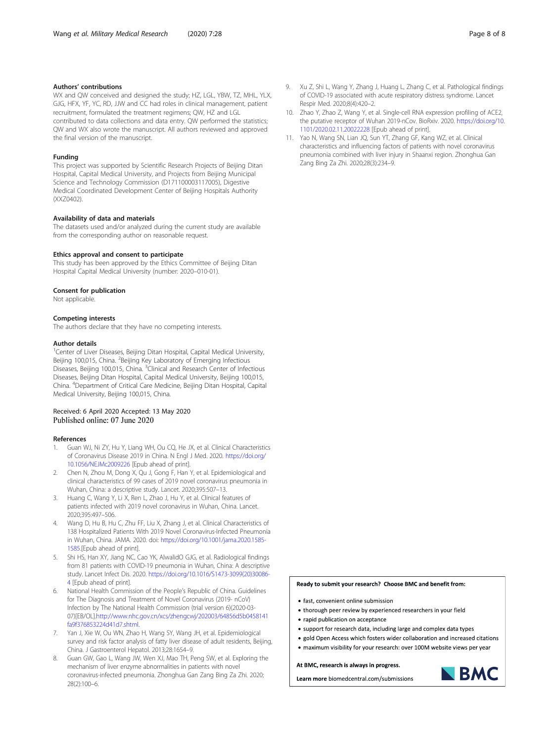### Authors' contributions

WX and QW conceived and designed the study; HZ, LGL, YBW, TZ, MHL, YLX, GJG, HFX, YF, YC, RD, JJW and CC had roles in clinical management, patient recruitment, formulated the treatment regimens; QW, HZ and LGL contributed to data collections and data entry. QW performed the statistics; QW and WX also wrote the manuscript. All authors reviewed and approved the final version of the manuscript.

### Funding

This project was supported by Scientific Research Projects of Beijing Ditan Hospital, Capital Medical University, and Projects from Beijing Municipal Science and Technology Commission (D171100003117005), Digestive Medical Coordinated Development Center of Beijing Hospitals Authority (XXZ0402).

### Availability of data and materials

The datasets used and/or analyzed during the current study are available from the corresponding author on reasonable request.

### Ethics approval and consent to participate

This study has been approved by the Ethics Committee of Beijing Ditan Hospital Capital Medical University (number: 2020–010-01).

### Consent for publication

Not applicable.

### Competing interests

The authors declare that they have no competing interests.

### Author details

[1]Center of Liver Diseases, Beijing Ditan Hospital, Capital Medical University, Beijing 100,015, China. [2]Beijing Key Laboratory of Emerging Infectious Diseases, Beijing 100,015, China. [3]Clinical and Research Center of Infectious Diseases, Beijing Ditan Hospital, Capital Medical University, Beijing 100,015, China. [4]Department of Critical Care Medicine, Beijing Ditan Hospital, Capital Medical University, Beijing 100,015, China.

Received: 6 April 2020 Accepted: 13 May 2020
Published online: 07 June 2020

### References

1. Guan WJ, Ni ZY, Hu Y, Liang WH, Ou CQ, He JX, et al. Clinical Characteristics of Coronavirus Disease 2019 in China. N Engl J Med. 2020. https://doi.org/10.1056/NEJMc2009226 [Epub ahead of print].
2. Chen N, Zhou M, Dong X, Qu J, Gong F, Han Y, et al. Epidemiological and clinical characteristics of 99 cases of 2019 novel coronavirus pneumonia in Wuhan, China: a descriptive study. Lancet. 2020;395:507–13.
3. Huang C, Wang Y, Li X, Ren L, Zhao J, Hu Y, et al. Clinical features of patients infected with 2019 novel coronavirus in Wuhan, China. Lancet. 2020;395:497–506.
4. Wang D, Hu B, Hu C, Zhu FF, Liu X, Zhang J, et al. Clinical Characteristics of 138 Hospitalized Patients With 2019 Novel Coronavirus-Infected Pneumonia in Wuhan, China. JAMA. 2020. doi: https://doi.org/10.1001/jama.2020.1585-1585.[Epub ahead of print].
5. Shi HS, Han XY, Jiang NC, Cao YK, AlwalidO GJG, et al. Radiological findings from 81 patients with COVID-19 pneumonia in Wuhan, China: A descriptive study. Lancet Infect Dis. 2020. https://doi.org/10.1016/S1473-3099(20)30086-4 [Epub ahead of print].
6. National Health Commission of the People's Republic of China. Guidelines for The Diagnosis and Treatment of Novel Coronavirus (2019- nCoV) Infection by The National Health Commission (trial version 6)(2020-03-07)[EB/OL].http://www.nhc.gov.cn/xcs/zhengcwj/202003/64856d5b0458141fa9f376853224d41d7.shtml.
7. Yan J, Xie W, Ou WN, Zhao H, Wang SY, Wang JH, et al. Epidemiological survey and risk factor analysis of fatty liver disease of adult residents, Beijing, China. J Gastroenterol Hepatol. 2013;28:1654–9.
8. Guan GW, Gao L, Wang JW, Wen XJ, Mao TH, Peng SW, et al. Exploring the mechanism of liver enzyme abnormalities in patients with novel coronavirus-infected pneumonia. Zhonghua Gan Zang Bing Za Zhi. 2020;28(2):100–6.
9. Xu Z, Shi L, Wang Y, Zhang J, Huang L, Zhang C, et al. Pathological findings of COVID-19 associated with acute respiratory distress syndrome. Lancet Respir Med. 2020;8(4):420–2.
10. Zhao Y, Zhao Z, Wang Y, et al. Single-cell RNA expression profiling of ACE2, the putative receptor of Wuhan 2019-nCov. BioRxiv. 2020. https://doi.org/10.1101/2020.02.11.20022228 [Epub ahead of print].
11. Yao N, Wang SN, Lian JQ, Sun YT, Zhang GF, Kang WZ, et al. Clinical characteristics and influencing factors of patients with novel coronavirus pneumonia combined with liver injury in Shaanxi region. Zhonghua Gan Zang Bing Za Zhi. 2020;28(3):234–9.